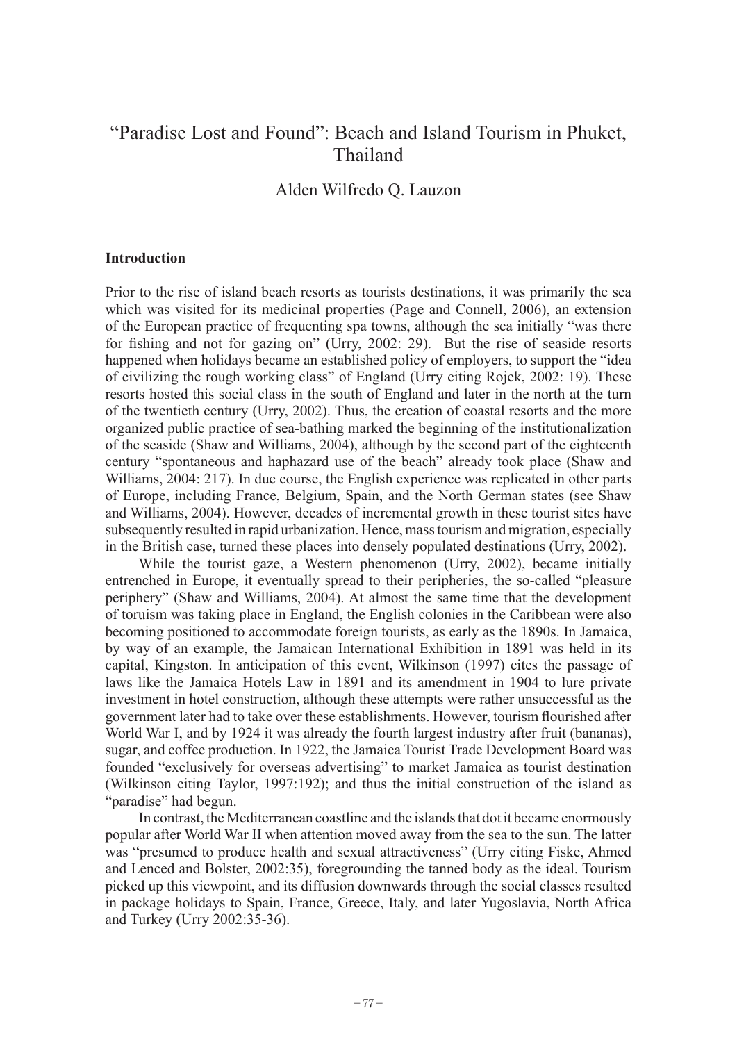# "Paradise Lost and Found": Beach and Island Tourism in Phuket, Thailand

Alden Wilfredo Q. Lauzon

## Introduction

Prior to the rise of island beach resorts as tourists destinations, it was primarily the sea which was visited for its medicinal properties (Page and Connell, 2006), an extension of the European practice of frequenting spa towns, although the sea initially "was there for fishing and not for gazing on" (Urry, 2002: 29). But the rise of seaside resorts happened when holidays became an established policy of employers, to support the "idea of civilizing the rough working class" of England (Urry citing Rojek, 2002: 19). These resorts hosted this social class in the south of England and later in the north at the turn of the twentieth century (Urry, 2002). Thus, the creation of coastal resorts and the more organized public practice of sea-bathing marked the beginning of the institutionalization of the seaside (Shaw and Williams, 2004), although by the second part of the eighteenth century "spontaneous and haphazard use of the beach" already took place (Shaw and Williams, 2004: 217). In due course, the English experience was replicated in other parts of Europe, including France, Belgium, Spain, and the North German states (see Shaw and Williams, 2004). However, decades of incremental growth in these tourist sites have subsequently resulted in rapid urbanization. Hence, mass tourism and migration, especially in the British case, turned these places into densely populated destinations (Urry, 2002).

While the tourist gaze, a Western phenomenon (Urry, 2002), became initially entrenched in Europe, it eventually spread to their peripheries, the so-called "pleasure periphery" (Shaw and Williams, 2004). At almost the same time that the development of toruism was taking place in England, the English colonies in the Caribbean were also becoming positioned to accommodate foreign tourists, as early as the 1890s. In Jamaica, by way of an example, the Jamaican International Exhibition in 1891 was held in its capital, Kingston. In anticipation of this event, Wilkinson (1997) cites the passage of laws like the Jamaica Hotels Law in 1891 and its amendment in 1904 to lure private investment in hotel construction, although these attempts were rather unsuccessful as the government later had to take over these establishments. However, tourism flourished after World War I, and by 1924 it was already the fourth largest industry after fruit (bananas), sugar, and coffee production. In 1922, the Jamaica Tourist Trade Development Board was founded "exclusively for overseas advertising" to market Jamaica as tourist destination (Wilkinson citing Taylor, 1997:192); and thus the initial construction of the island as "paradise" had begun.

In contrast, the Mediterranean coastline and the islands that dot it became enormously popular after World War II when attention moved away from the sea to the sun. The latter was "presumed to produce health and sexual attractiveness" (Urry citing Fiske, Ahmed and Lenced and Bolster, 2002:35), foregrounding the tanned body as the ideal. Tourism picked up this viewpoint, and its diffusion downwards through the social classes resulted in package holidays to Spain, France, Greece, Italy, and later Yugoslavia, North Africa and Turkey (Urry 2002:35-36).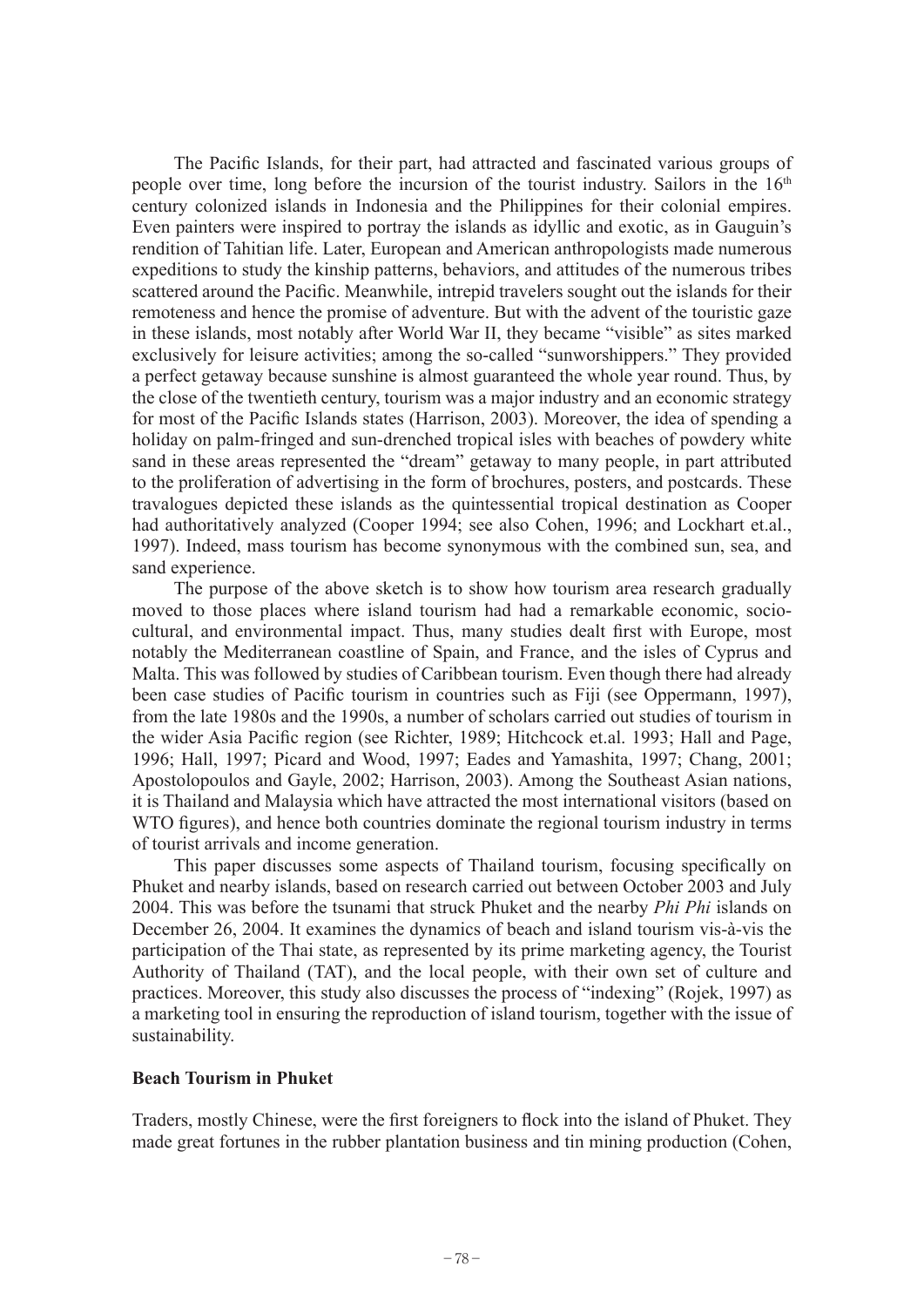The Pacific Islands, for their part, had attracted and fascinated various groups of people over time, long before the incursion of the tourist industry. Sailors in the 16th century colonized islands in Indonesia and the Philippines for their colonial empires. Even painters were inspired to portray the islands as idyllic and exotic, as in Gauguin's rendition of Tahitian life. Later, European and American anthropologists made numerous expeditions to study the kinship patterns, behaviors, and attitudes of the numerous tribes scattered around the Pacific. Meanwhile, intrepid travelers sought out the islands for their remoteness and hence the promise of adventure. But with the advent of the touristic gaze in these islands, most notably after World War II, they became "visible" as sites marked exclusively for leisure activities; among the so-called "sunworshippers." They provided a perfect getaway because sunshine is almost guaranteed the whole year round. Thus, by the close of the twentieth century, tourism was a major industry and an economic strategy for most of the Pacific Islands states (Harrison, 2003). Moreover, the idea of spending a holiday on palm-fringed and sun-drenched tropical isles with beaches of powdery white sand in these areas represented the "dream" getaway to many people, in part attributed to the proliferation of advertising in the form of brochures, posters, and postcards. These travalogues depicted these islands as the quintessential tropical destination as Cooper had authoritatively analyzed (Cooper 1994; see also Cohen, 1996; and Lockhart et.al., 1997). Indeed, mass tourism has become synonymous with the combined sun, sea, and sand experience.

The purpose of the above sketch is to show how tourism area research gradually moved to those places where island tourism had had a remarkable economic, socio-cultural, and environmental impact. Thus, many studies dealt first with Europe, most notably the Mediterranean coastline of Spain, and France, and the isles of Cyprus and Malta. This was followed by studies of Caribbean tourism. Even though there had already been case studies of Pacific tourism in countries such as Fiji (see Oppermann, 1997), from the late 1980s and the 1990s, a number of scholars carried out studies of tourism in the wider Asia Pacific region (see Richter, 1989; Hitchcock et.al. 1993; Hall and Page, 1996; Hall, 1997; Picard and Wood, 1997; Eades and Yamashita, 1997; Chang, 2001; Apostolopoulos and Gayle, 2002; Harrison, 2003). Among the Southeast Asian nations, it is Thailand and Malaysia which have attracted the most international visitors (based on WTO figures), and hence both countries dominate the regional tourism industry in terms of tourist arrivals and income generation.

This paper discusses some aspects of Thailand tourism, focusing specifically on Phuket and nearby islands, based on research carried out between October 2003 and July 2004. This was before the tsunami that struck Phuket and the nearby *Phi Phi* islands on December 26, 2004. It examines the dynamics of beach and island tourism vis-à-vis the participation of the Thai state, as represented by its prime marketing agency, the Tourist Authority of Thailand (TAT), and the local people, with their own set of culture and practices. Moreover, this study also discusses the process of "indexing" (Rojek, 1997) as a marketing tool in ensuring the reproduction of island tourism, together with the issue of sustainability.

**Beach Tourism in Phuket**

Traders, mostly Chinese, were the first foreigners to flock into the island of Phuket. They made great fortunes in the rubber plantation business and tin mining production (Cohen,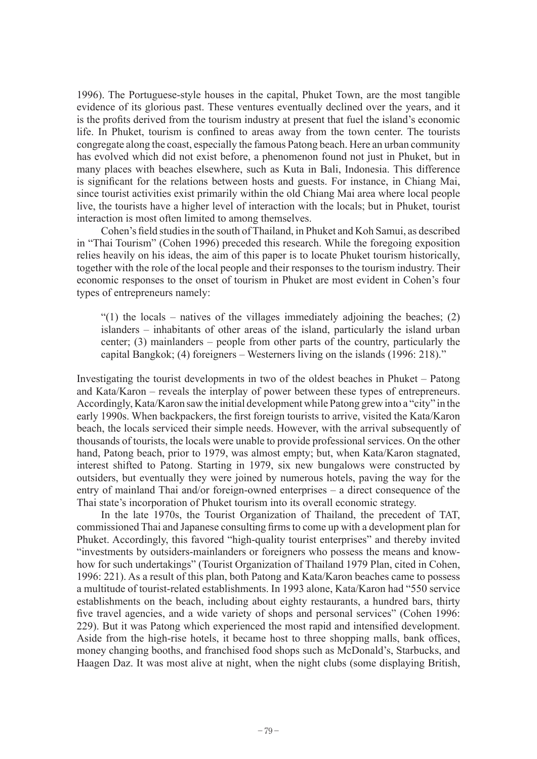1996). The Portuguese-style houses in the capital, Phuket Town, are the most tangible evidence of its glorious past. These ventures eventually declined over the years, and it is the profits derived from the tourism industry at present that fuel the island's economic life. In Phuket, tourism is confined to areas away from the town center. The tourists congregate along the coast, especially the famous Patong beach. Here an urban community has evolved which did not exist before, a phenomenon found not just in Phuket, but in many places with beaches elsewhere, such as Kuta in Bali, Indonesia. This difference is significant for the relations between hosts and guests. For instance, in Chiang Mai, since tourist activities exist primarily within the old Chiang Mai area where local people live, the tourists have a higher level of interaction with the locals; but in Phuket, tourist interaction is most often limited to among themselves.

Cohen's field studies in the south of Thailand, in Phuket and Koh Samui, as described in "Thai Tourism" (Cohen 1996) preceded this research. While the foregoing exposition relies heavily on his ideas, the aim of this paper is to locate Phuket tourism historically, together with the role of the local people and their responses to the tourism industry. Their economic responses to the onset of tourism in Phuket are most evident in Cohen's four types of entrepreneurs namely:

> "(1) the locals – natives of the villages immediately adjoining the beaches; (2) islanders – inhabitants of other areas of the island, particularly the island urban center; (3) mainlanders – people from other parts of the country, particularly the capital Bangkok; (4) foreigners – Westerners living on the islands (1996: 218)."

Investigating the tourist developments in two of the oldest beaches in Phuket – Patong and Kata/Karon – reveals the interplay of power between these types of entrepreneurs. Accordingly, Kata/Karon saw the initial development while Patong grew into a "city" in the early 1990s. When backpackers, the first foreign tourists to arrive, visited the Kata/Karon beach, the locals serviced their simple needs. However, with the arrival subsequently of thousands of tourists, the locals were unable to provide professional services. On the other hand, Patong beach, prior to 1979, was almost empty; but, when Kata/Karon stagnated, interest shifted to Patong. Starting in 1979, six new bungalows were constructed by outsiders, but eventually they were joined by numerous hotels, paving the way for the entry of mainland Thai and/or foreign-owned enterprises – a direct consequence of the Thai state's incorporation of Phuket tourism into its overall economic strategy.

In the late 1970s, the Tourist Organization of Thailand, the precedent of TAT, commissioned Thai and Japanese consulting firms to come up with a development plan for Phuket. Accordingly, this favored "high-quality tourist enterprises" and thereby invited "investments by outsiders-mainlanders or foreigners who possess the means and know-how for such undertakings" (Tourist Organization of Thailand 1979 Plan, cited in Cohen, 1996: 221). As a result of this plan, both Patong and Kata/Karon beaches came to possess a multitude of tourist-related establishments. In 1993 alone, Kata/Karon had "550 service establishments on the beach, including about eighty restaurants, a hundred bars, thirty five travel agencies, and a wide variety of shops and personal services" (Cohen 1996: 229). But it was Patong which experienced the most rapid and intensified development. Aside from the high-rise hotels, it became host to three shopping malls, bank offices, money changing booths, and franchised food shops such as McDonald's, Starbucks, and Haagen Daz. It was most alive at night, when the night clubs (some displaying British,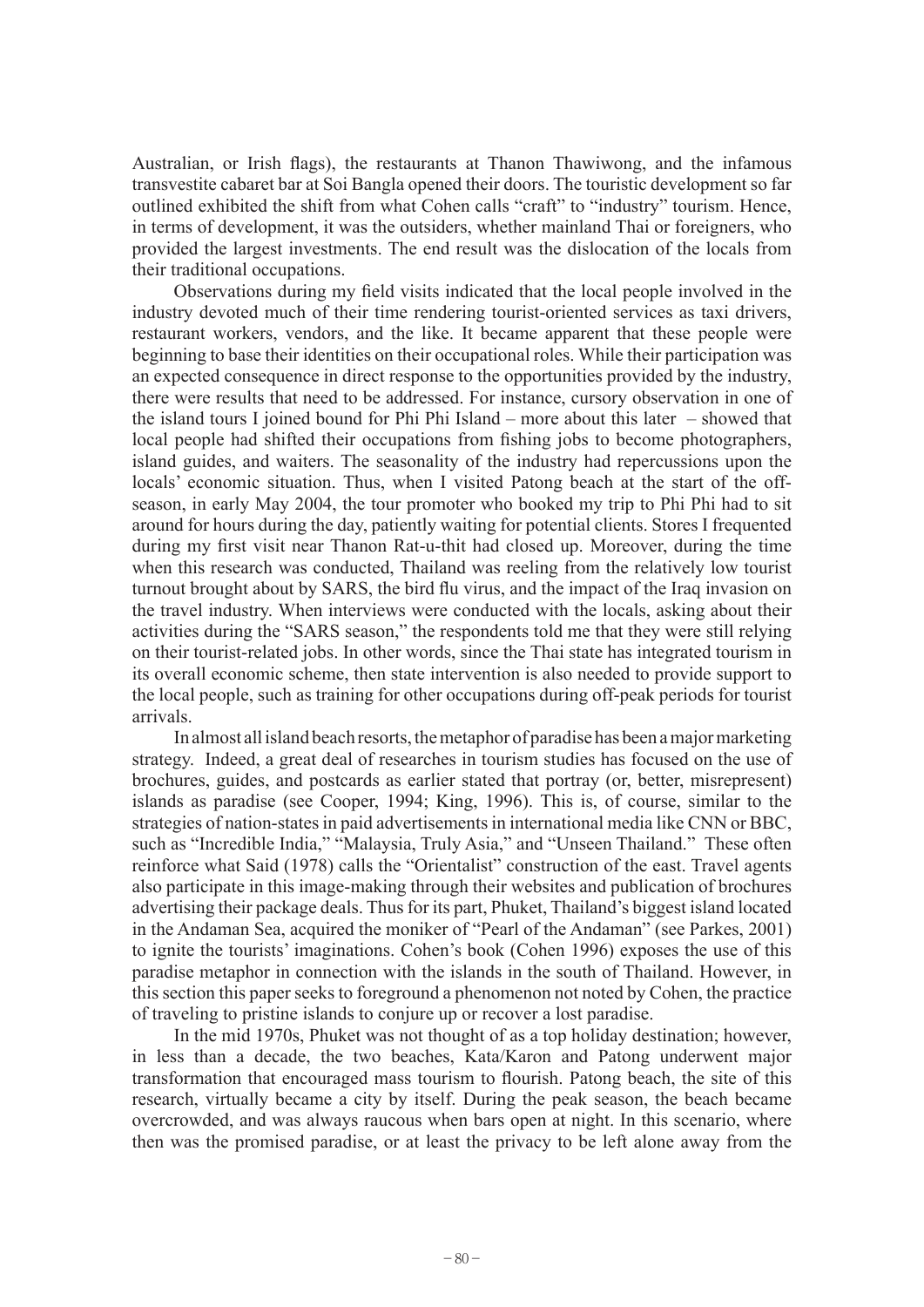Australian, or Irish flags), the restaurants at Thanon Thawiwong, and the infamous transvestite cabaret bar at Soi Bangla opened their doors. The touristic development so far outlined exhibited the shift from what Cohen calls "craft" to "industry" tourism. Hence, in terms of development, it was the outsiders, whether mainland Thai or foreigners, who provided the largest investments. The end result was the dislocation of the locals from their traditional occupations.

Observations during my field visits indicated that the local people involved in the industry devoted much of their time rendering tourist-oriented services as taxi drivers, restaurant workers, vendors, and the like. It became apparent that these people were beginning to base their identities on their occupational roles. While their participation was an expected consequence in direct response to the opportunities provided by the industry, there were results that need to be addressed. For instance, cursory observation in one of the island tours I joined bound for Phi Phi Island – more about this later – showed that local people had shifted their occupations from fishing jobs to become photographers, island guides, and waiters. The seasonality of the industry had repercussions upon the locals' economic situation. Thus, when I visited Patong beach at the start of the off-season, in early May 2004, the tour promoter who booked my trip to Phi Phi had to sit around for hours during the day, patiently waiting for potential clients. Stores I frequented during my first visit near Thanon Rat-u-thit had closed up. Moreover, during the time when this research was conducted, Thailand was reeling from the relatively low tourist turnout brought about by SARS, the bird flu virus, and the impact of the Iraq invasion on the travel industry. When interviews were conducted with the locals, asking about their activities during the "SARS season," the respondents told me that they were still relying on their tourist-related jobs. In other words, since the Thai state has integrated tourism in its overall economic scheme, then state intervention is also needed to provide support to the local people, such as training for other occupations during off-peak periods for tourist arrivals.

In almost all island beach resorts, the metaphor of paradise has been a major marketing strategy. Indeed, a great deal of researches in tourism studies has focused on the use of brochures, guides, and postcards as earlier stated that portray (or, better, misrepresent) islands as paradise (see Cooper, 1994; King, 1996). This is, of course, similar to the strategies of nation-states in paid advertisements in international media like CNN or BBC, such as "Incredible India," "Malaysia, Truly Asia," and "Unseen Thailand." These often reinforce what Said (1978) calls the "Orientalist" construction of the east. Travel agents also participate in this image-making through their websites and publication of brochures advertising their package deals. Thus for its part, Phuket, Thailand's biggest island located in the Andaman Sea, acquired the moniker of "Pearl of the Andaman" (see Parkes, 2001) to ignite the tourists' imaginations. Cohen's book (Cohen 1996) exposes the use of this paradise metaphor in connection with the islands in the south of Thailand. However, in this section this paper seeks to foreground a phenomenon not noted by Cohen, the practice of traveling to pristine islands to conjure up or recover a lost paradise.

In the mid 1970s, Phuket was not thought of as a top holiday destination; however, in less than a decade, the two beaches, Kata/Karon and Patong underwent major transformation that encouraged mass tourism to flourish. Patong beach, the site of this research, virtually became a city by itself. During the peak season, the beach became overcrowded, and was always raucous when bars open at night. In this scenario, where then was the promised paradise, or at least the privacy to be left alone away from the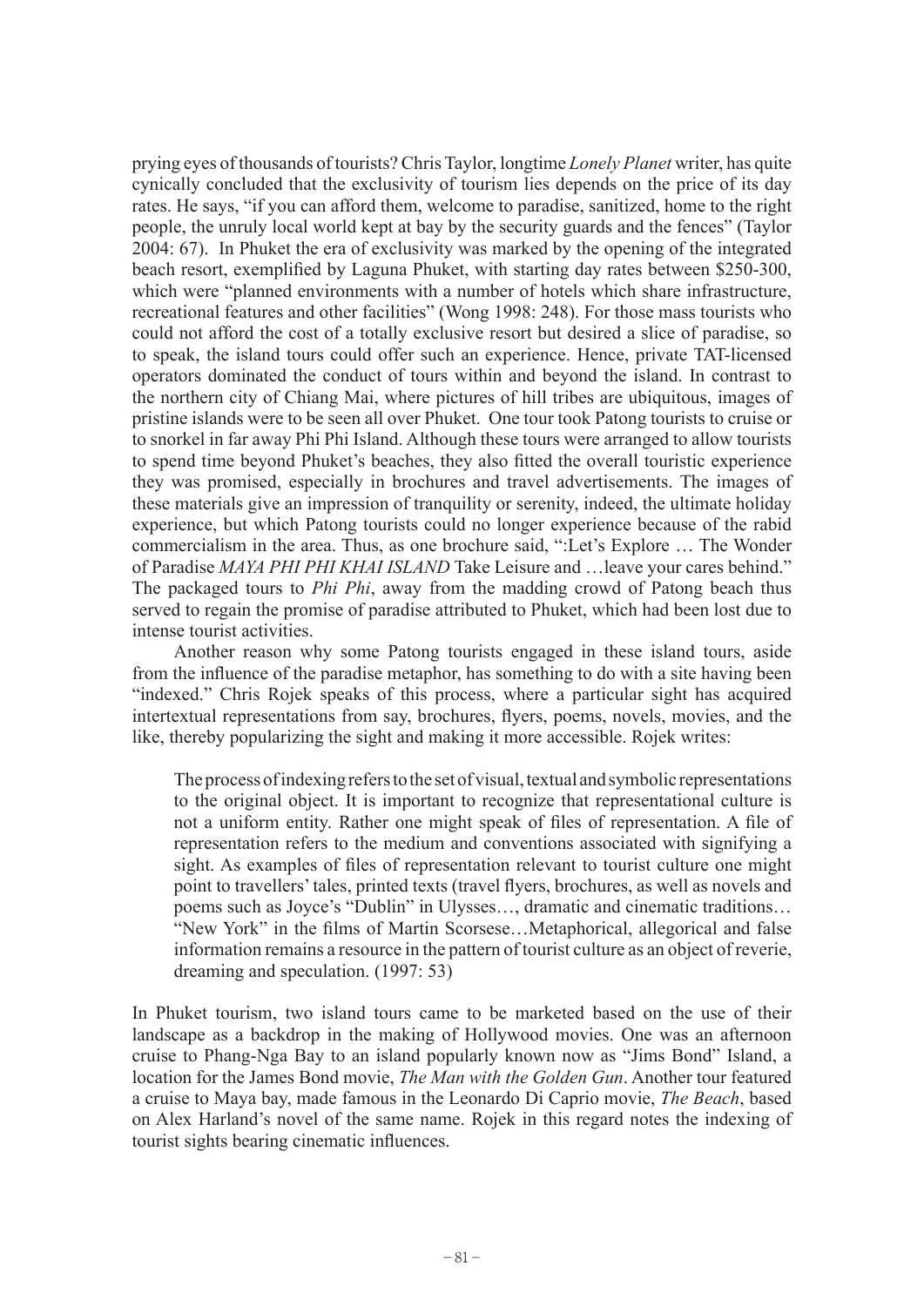prying eyes of thousands of tourists? Chris Taylor, longtime *Lonely Planet* writer, has quite cynically concluded that the exclusivity of tourism lies depends on the price of its day rates. He says, "if you can afford them, welcome to paradise, sanitized, home to the right people, the unruly local world kept at bay by the security guards and the fences" (Taylor 2004: 67). In Phuket the era of exclusivity was marked by the opening of the integrated beach resort, exemplified by Laguna Phuket, with starting day rates between $250-300, which were "planned environments with a number of hotels which share infrastructure, recreational features and other facilities" (Wong 1998: 248). For those mass tourists who could not afford the cost of a totally exclusive resort but desired a slice of paradise, so to speak, the island tours could offer such an experience. Hence, private TAT-licensed operators dominated the conduct of tours within and beyond the island. In contrast to the northern city of Chiang Mai, where pictures of hill tribes are ubiquitous, images of pristine islands were to be seen all over Phuket. One tour took Patong tourists to cruise or to snorkel in far away Phi Phi Island. Although these tours were arranged to allow tourists to spend time beyond Phuket's beaches, they also fitted the overall touristic experience they was promised, especially in brochures and travel advertisements. The images of these materials give an impression of tranquility or serenity, indeed, the ultimate holiday experience, but which Patong tourists could no longer experience because of the rabid commercialism in the area. Thus, as one brochure said, ":Let's Explore … The Wonder of Paradise *MAYA PHI PHI KHAI ISLAND* Take Leisure and …leave your cares behind." The packaged tours to *Phi Phi*, away from the madding crowd of Patong beach thus served to regain the promise of paradise attributed to Phuket, which had been lost due to intense tourist activities.

Another reason why some Patong tourists engaged in these island tours, aside from the influence of the paradise metaphor, has something to do with a site having been "indexed." Chris Rojek speaks of this process, where a particular sight has acquired intertextual representations from say, brochures, flyers, poems, novels, movies, and the like, thereby popularizing the sight and making it more accessible. Rojek writes:

> The process of indexing refers to the set of visual, textual and symbolic representations to the original object. It is important to recognize that representational culture is not a uniform entity. Rather one might speak of files of representation. A file of representation refers to the medium and conventions associated with signifying a sight. As examples of files of representation relevant to tourist culture one might point to travellers' tales, printed texts (travel flyers, brochures, as well as novels and poems such as Joyce's "Dublin" in Ulysses…, dramatic and cinematic traditions… "New York" in the films of Martin Scorsese…Metaphorical, allegorical and false information remains a resource in the pattern of tourist culture as an object of reverie, dreaming and speculation. (1997: 53)

In Phuket tourism, two island tours came to be marketed based on the use of their landscape as a backdrop in the making of Hollywood movies. One was an afternoon cruise to Phang-Nga Bay to an island popularly known now as "Jims Bond" Island, a location for the James Bond movie, *The Man with the Golden Gun*. Another tour featured a cruise to Maya bay, made famous in the Leonardo Di Caprio movie, *The Beach*, based on Alex Harland's novel of the same name. Rojek in this regard notes the indexing of tourist sights bearing cinematic influences.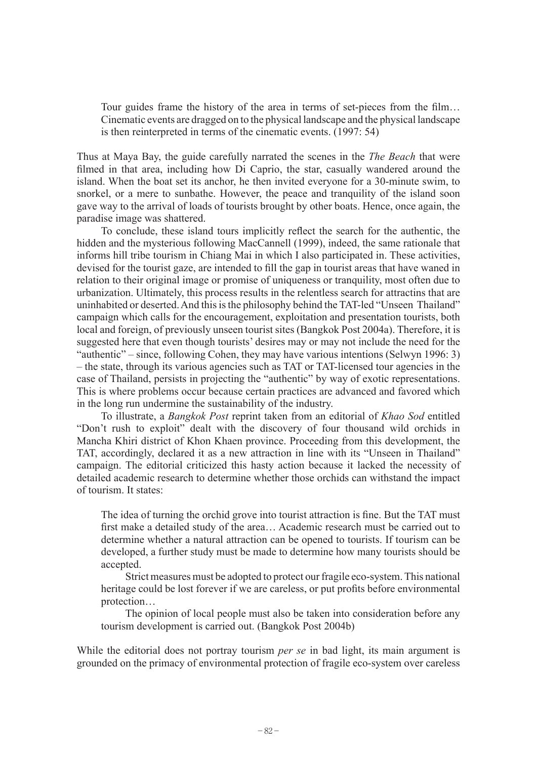> Tour guides frame the history of the area in terms of set-pieces from the film… Cinematic events are dragged on to the physical landscape and the physical landscape is then reinterpreted in terms of the cinematic events. (1997: 54)

Thus at Maya Bay, the guide carefully narrated the scenes in the *The Beach* that were filmed in that area, including how Di Caprio, the star, casually wandered around the island. When the boat set its anchor, he then invited everyone for a 30-minute swim, to snorkel, or a mere to sunbathe. However, the peace and tranquility of the island soon gave way to the arrival of loads of tourists brought by other boats. Hence, once again, the paradise image was shattered.

To conclude, these island tours implicitly reflect the search for the authentic, the hidden and the mysterious following MacCannell (1999), indeed, the same rationale that informs hill tribe tourism in Chiang Mai in which I also participated in. These activities, devised for the tourist gaze, are intended to fill the gap in tourist areas that have waned in relation to their original image or promise of uniqueness or tranquility, most often due to urbanization. Ultimately, this process results in the relentless search for attractins that are uninhabited or deserted. And this is the philosophy behind the TAT-led "Unseen Thailand" campaign which calls for the encouragement, exploitation and presentation tourists, both local and foreign, of previously unseen tourist sites (Bangkok Post 2004a). Therefore, it is suggested here that even though tourists' desires may or may not include the need for the "authentic" – since, following Cohen, they may have various intentions (Selwyn 1996: 3) – the state, through its various agencies such as TAT or TAT-licensed tour agencies in the case of Thailand, persists in projecting the "authentic" by way of exotic representations. This is where problems occur because certain practices are advanced and favored which in the long run undermine the sustainability of the industry.

To illustrate, a *Bangkok Post* reprint taken from an editorial of *Khao Sod* entitled "Don't rush to exploit" dealt with the discovery of four thousand wild orchids in Mancha Khiri district of Khon Khaen province. Proceeding from this development, the TAT, accordingly, declared it as a new attraction in line with its "Unseen in Thailand" campaign. The editorial criticized this hasty action because it lacked the necessity of detailed academic research to determine whether those orchids can withstand the impact of tourism. It states:

> The idea of turning the orchid grove into tourist attraction is fine. But the TAT must first make a detailed study of the area… Academic research must be carried out to determine whether a natural attraction can be opened to tourists. If tourism can be developed, a further study must be made to determine how many tourists should be accepted.
>
> Strict measures must be adopted to protect our fragile eco-system. This national heritage could be lost forever if we are careless, or put profits before environmental protection…
>
> The opinion of local people must also be taken into consideration before any tourism development is carried out. (Bangkok Post 2004b)

While the editorial does not portray tourism *per se* in bad light, its main argument is grounded on the primacy of environmental protection of fragile eco-system over careless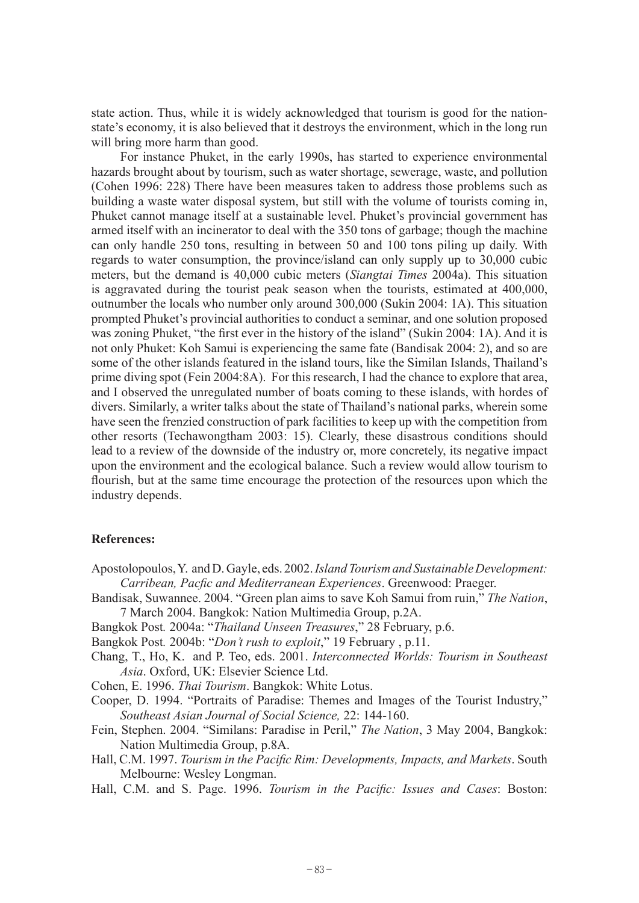state action. Thus, while it is widely acknowledged that tourism is good for the nation-state's economy, it is also believed that it destroys the environment, which in the long run will bring more harm than good.

For instance Phuket, in the early 1990s, has started to experience environmental hazards brought about by tourism, such as water shortage, sewerage, waste, and pollution (Cohen 1996: 228) There have been measures taken to address those problems such as building a waste water disposal system, but still with the volume of tourists coming in, Phuket cannot manage itself at a sustainable level. Phuket's provincial government has armed itself with an incinerator to deal with the 350 tons of garbage; though the machine can only handle 250 tons, resulting in between 50 and 100 tons piling up daily. With regards to water consumption, the province/island can only supply up to 30,000 cubic meters, but the demand is 40,000 cubic meters (*Siangtai Times* 2004a). This situation is aggravated during the tourist peak season when the tourists, estimated at 400,000, outnumber the locals who number only around 300,000 (Sukin 2004: 1A). This situation prompted Phuket's provincial authorities to conduct a seminar, and one solution proposed was zoning Phuket, "the first ever in the history of the island" (Sukin 2004: 1A). And it is not only Phuket: Koh Samui is experiencing the same fate (Bandisak 2004: 2), and so are some of the other islands featured in the island tours, like the Similan Islands, Thailand's prime diving spot (Fein 2004:8A). For this research, I had the chance to explore that area, and I observed the unregulated number of boats coming to these islands, with hordes of divers. Similarly, a writer talks about the state of Thailand's national parks, wherein some have seen the frenzied construction of park facilities to keep up with the competition from other resorts (Techawongtham 2003: 15). Clearly, these disastrous conditions should lead to a review of the downside of the industry or, more concretely, its negative impact upon the environment and the ecological balance. Such a review would allow tourism to flourish, but at the same time encourage the protection of the resources upon which the industry depends.

**References:**

Apostolopoulos, Y. and D. Gayle, eds. 2002. *Island Tourism and Sustainable Development: Carribean, Pacfic and Mediterranean Experiences*. Greenwood: Praeger.

Bandisak, Suwannee. 2004. "Green plan aims to save Koh Samui from ruin," *The Nation*, 7 March 2004. Bangkok: Nation Multimedia Group, p.2A.

Bangkok Post. 2004a: "*Thailand Unseen Treasures*," 28 February, p.6.

Bangkok Post. 2004b: "*Don't rush to exploit*," 19 February , p.11.

Chang, T., Ho, K. and P. Teo, eds. 2001. *Interconnected Worlds: Tourism in Southeast Asia*. Oxford, UK: Elsevier Science Ltd.

Cohen, E. 1996. *Thai Tourism*. Bangkok: White Lotus.

Cooper, D. 1994. "Portraits of Paradise: Themes and Images of the Tourist Industry," *Southeast Asian Journal of Social Science,* 22: 144-160.

Fein, Stephen. 2004. "Similans: Paradise in Peril," *The Nation*, 3 May 2004, Bangkok: Nation Multimedia Group, p.8A.

Hall, C.M. 1997. *Tourism in the Pacific Rim: Developments, Impacts, and Markets*. South Melbourne: Wesley Longman.

Hall, C.M. and S. Page. 1996. *Tourism in the Pacific: Issues and Cases*: Boston: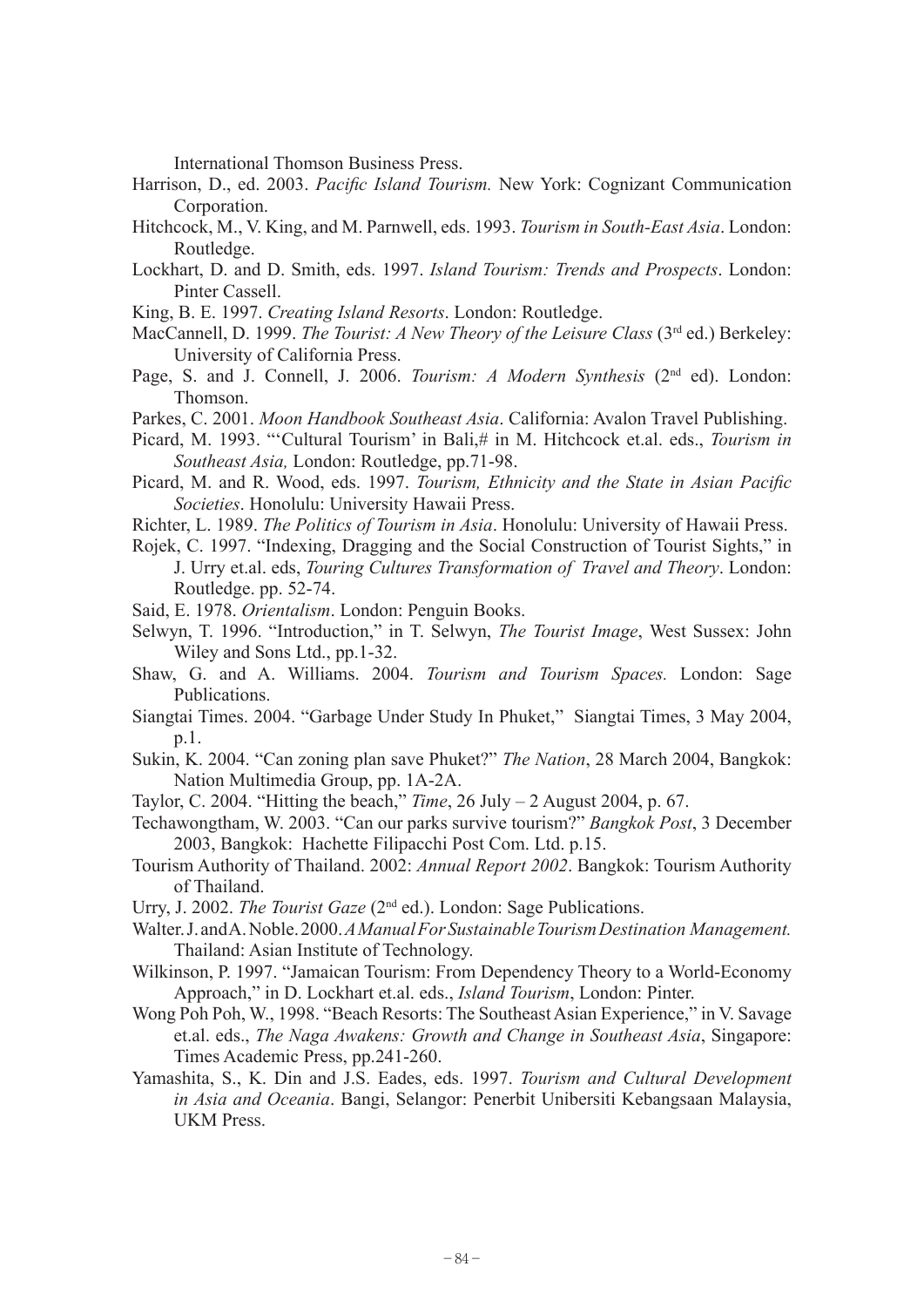International Thomson Business Press.

Harrison, D., ed. 2003. *Pacific Island Tourism.* New York: Cognizant Communication Corporation.

Hitchcock, M., V. King, and M. Parnwell, eds. 1993. *Tourism in South-East Asia*. London: Routledge.

Lockhart, D. and D. Smith, eds. 1997. *Island Tourism: Trends and Prospects*. London: Pinter Cassell.

King, B. E. 1997. *Creating Island Resorts*. London: Routledge.

MacCannell, D. 1999. *The Tourist: A New Theory of the Leisure Class* (3rd ed.) Berkeley: University of California Press.

Page, S. and J. Connell, J. 2006. *Tourism: A Modern Synthesis* (2nd ed). London: Thomson.

Parkes, C. 2001. *Moon Handbook Southeast Asia*. California: Avalon Travel Publishing.

Picard, M. 1993. "'Cultural Tourism' in Bali,# in M. Hitchcock et.al. eds., *Tourism in Southeast Asia,* London: Routledge, pp.71-98.

Picard, M. and R. Wood, eds. 1997. *Tourism, Ethnicity and the State in Asian Pacific Societies*. Honolulu: University Hawaii Press.

Richter, L. 1989. *The Politics of Tourism in Asia*. Honolulu: University of Hawaii Press.

Rojek, C. 1997. "Indexing, Dragging and the Social Construction of Tourist Sights," in J. Urry et.al. eds, *Touring Cultures Transformation of Travel and Theory*. London: Routledge. pp. 52-74.

Said, E. 1978. *Orientalism*. London: Penguin Books.

Selwyn, T. 1996. "Introduction," in T. Selwyn, *The Tourist Image*, West Sussex: John Wiley and Sons Ltd., pp.1-32.

Shaw, G. and A. Williams. 2004. *Tourism and Tourism Spaces.* London: Sage Publications.

Siangtai Times. 2004. "Garbage Under Study In Phuket," Siangtai Times, 3 May 2004, p.1.

Sukin, K. 2004. "Can zoning plan save Phuket?" *The Nation*, 28 March 2004, Bangkok: Nation Multimedia Group, pp. 1A-2A.

Taylor, C. 2004. "Hitting the beach," *Time*, 26 July – 2 August 2004, p. 67.

Techawongtham, W. 2003. "Can our parks survive tourism?" *Bangkok Post*, 3 December 2003, Bangkok: Hachette Filipacchi Post Com. Ltd. p.15.

Tourism Authority of Thailand. 2002: *Annual Report 2002*. Bangkok: Tourism Authority of Thailand.

Urry, J. 2002. *The Tourist Gaze* (2nd ed.). London: Sage Publications.

Walter. J. and A. Noble. 2000. *A Manual For Sustainable Tourism Destination Management.* Thailand: Asian Institute of Technology.

Wilkinson, P. 1997. "Jamaican Tourism: From Dependency Theory to a World-Economy Approach," in D. Lockhart et.al. eds., *Island Tourism*, London: Pinter.

Wong Poh Poh, W., 1998. "Beach Resorts: The Southeast Asian Experience," in V. Savage et.al. eds., *The Naga Awakens: Growth and Change in Southeast Asia*, Singapore: Times Academic Press, pp.241-260.

Yamashita, S., K. Din and J.S. Eades, eds. 1997. *Tourism and Cultural Development in Asia and Oceania*. Bangi, Selangor: Penerbit Unibersiti Kebangsaan Malaysia, UKM Press.